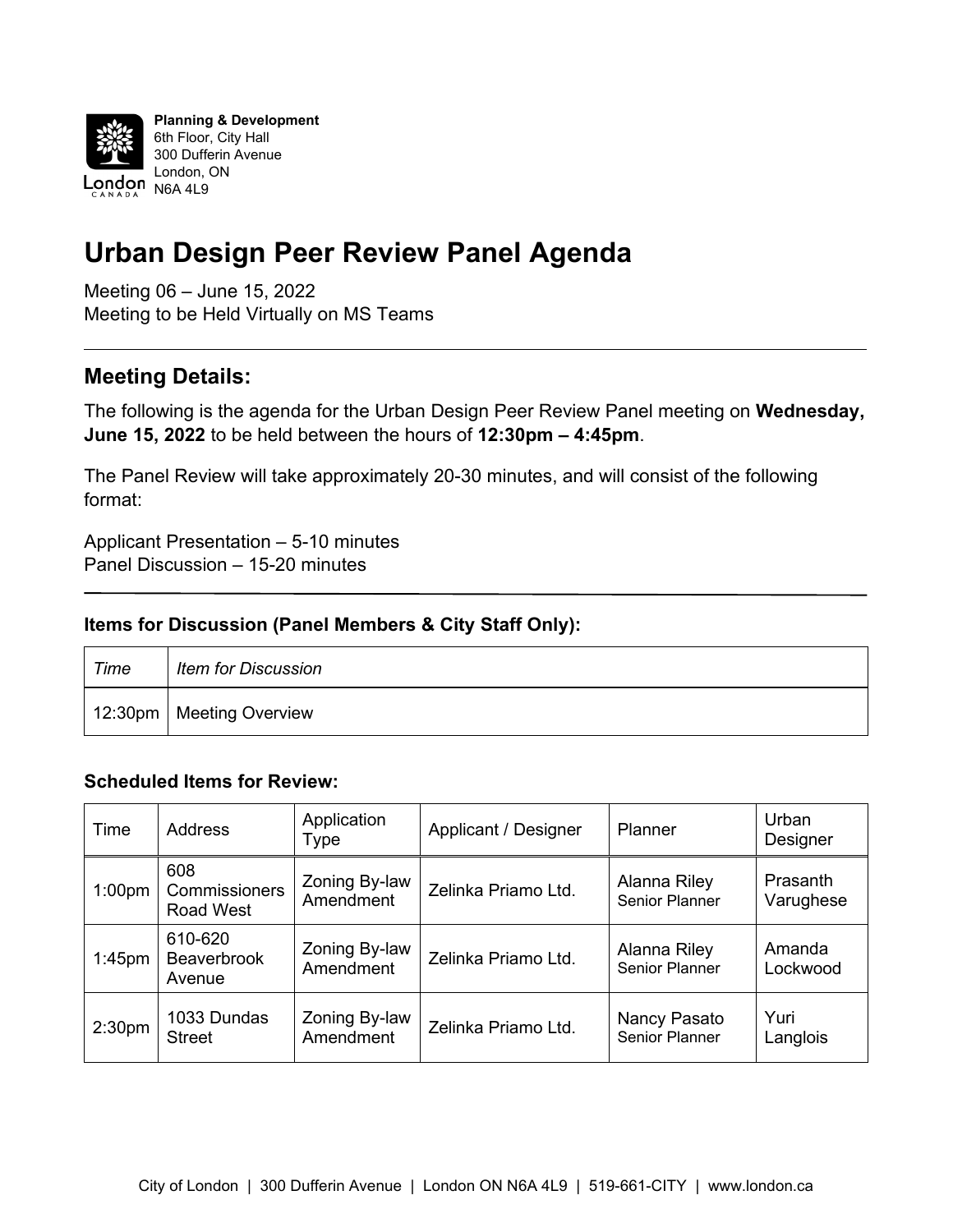**Planning & Development**
6th Floor, City Hall
300 Dufferin Avenue
London, ON
N6A 4L9

# Urban Design Peer Review Panel Agenda

Meeting 06 – June 15, 2022
Meeting to be Held Virtually on MS Teams

## Meeting Details:

The following is the agenda for the Urban Design Peer Review Panel meeting on **Wednesday, June 15, 2022** to be held between the hours of **12:30pm – 4:45pm**.

The Panel Review will take approximately 20-30 minutes, and will consist of the following format:

Applicant Presentation – 5-10 minutes
Panel Discussion – 15-20 minutes

### Items for Discussion (Panel Members & City Staff Only):

| *Time* | *Item for Discussion* |
|---|---|
| 12:30pm | Meeting Overview |

### Scheduled Items for Review:

| Time | Address | Application Type | Applicant / Designer | Planner | Urban Designer |
|---|---|---|---|---|---|
| 1:00pm | 608 Commissioners Road West | Zoning By-law Amendment | Zelinka Priamo Ltd. | Alanna Riley Senior Planner | Prasanth Varughese |
| 1:45pm | 610-620 Beaverbrook Avenue | Zoning By-law Amendment | Zelinka Priamo Ltd. | Alanna Riley Senior Planner | Amanda Lockwood |
| 2:30pm | 1033 Dundas Street | Zoning By-law Amendment | Zelinka Priamo Ltd. | Nancy Pasato Senior Planner | Yuri Langlois |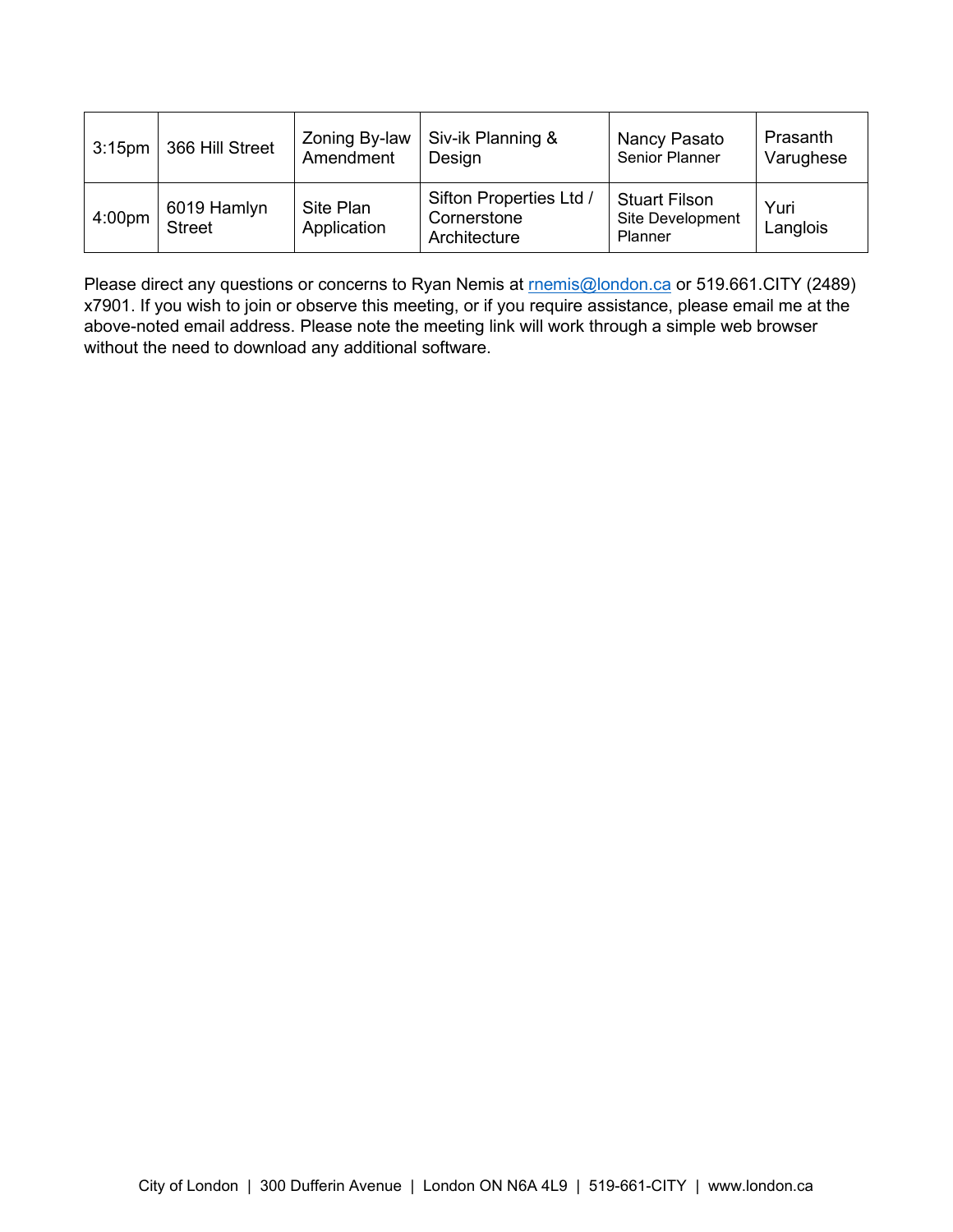| | | | | | |
|---|---|---|---|---|---|
| 3:15pm | 366 Hill Street | Zoning By-law Amendment | Siv-ik Planning & Design | Nancy Pasato<br>Senior Planner | Prasanth Varughese |
| 4:00pm | 6019 Hamlyn Street | Site Plan Application | Sifton Properties Ltd / Cornerstone Architecture | Stuart Filson<br>Site Development Planner | Yuri Langlois |

Please direct any questions or concerns to Ryan Nemis at rnemis@london.ca or 519.661.CITY (2489) x7901. If you wish to join or observe this meeting, or if you require assistance, please email me at the above-noted email address. Please note the meeting link will work through a simple web browser without the need to download any additional software.